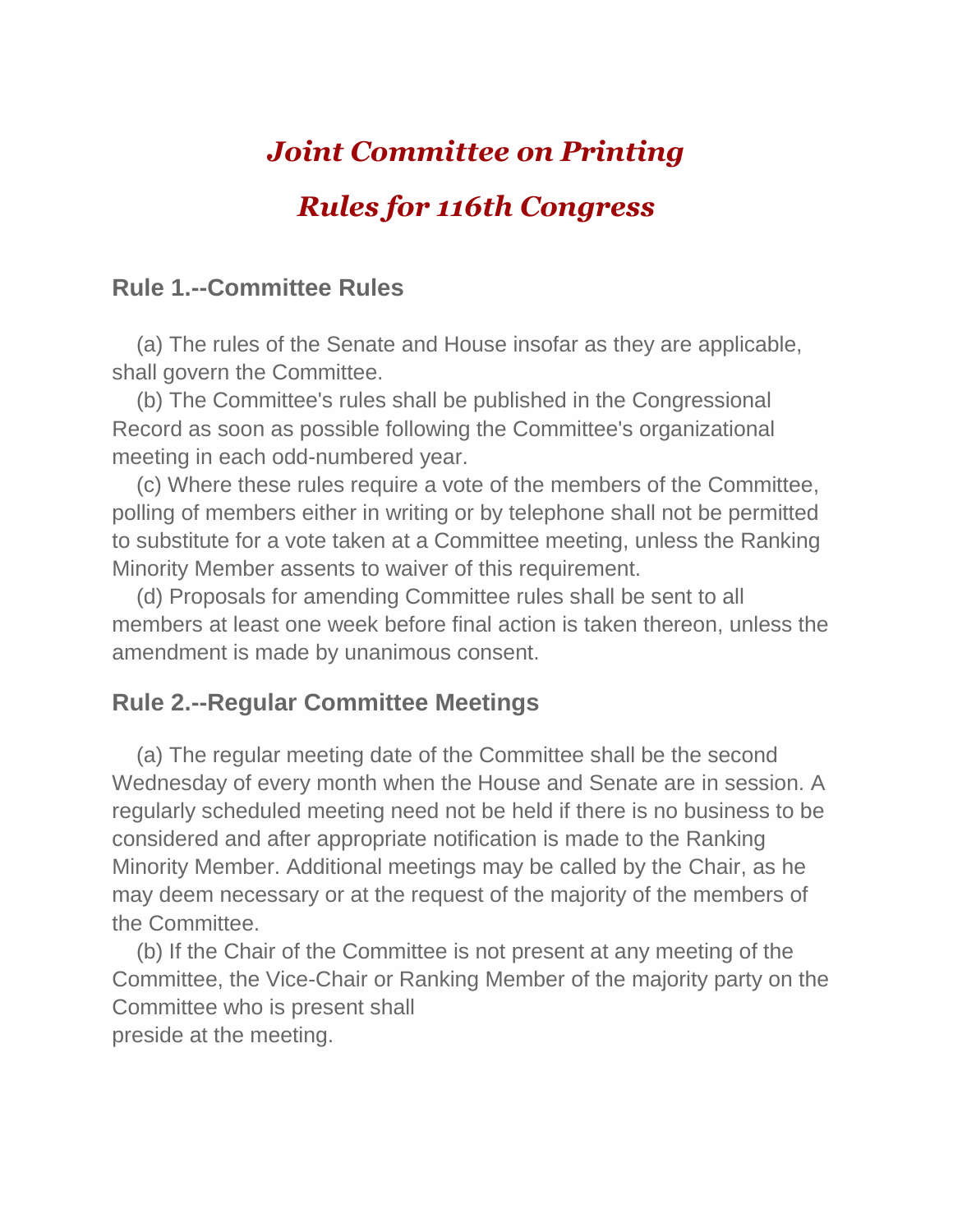# *Joint Committee on Printing*

# *Rules for 116th Congress*

## Rule 1.--Committee Rules

(a) The rules of the Senate and House insofar as they are applicable, shall govern the Committee.

(b) The Committee's rules shall be published in the Congressional Record as soon as possible following the Committee's organizational meeting in each odd-numbered year.

(c) Where these rules require a vote of the members of the Committee, polling of members either in writing or by telephone shall not be permitted to substitute for a vote taken at a Committee meeting, unless the Ranking Minority Member assents to waiver of this requirement.

(d) Proposals for amending Committee rules shall be sent to all members at least one week before final action is taken thereon, unless the amendment is made by unanimous consent.

## Rule 2.--Regular Committee Meetings

(a) The regular meeting date of the Committee shall be the second Wednesday of every month when the House and Senate are in session. A regularly scheduled meeting need not be held if there is no business to be considered and after appropriate notification is made to the Ranking Minority Member. Additional meetings may be called by the Chair, as he may deem necessary or at the request of the majority of the members of the Committee.

(b) If the Chair of the Committee is not present at any meeting of the Committee, the Vice-Chair or Ranking Member of the majority party on the Committee who is present shall preside at the meeting.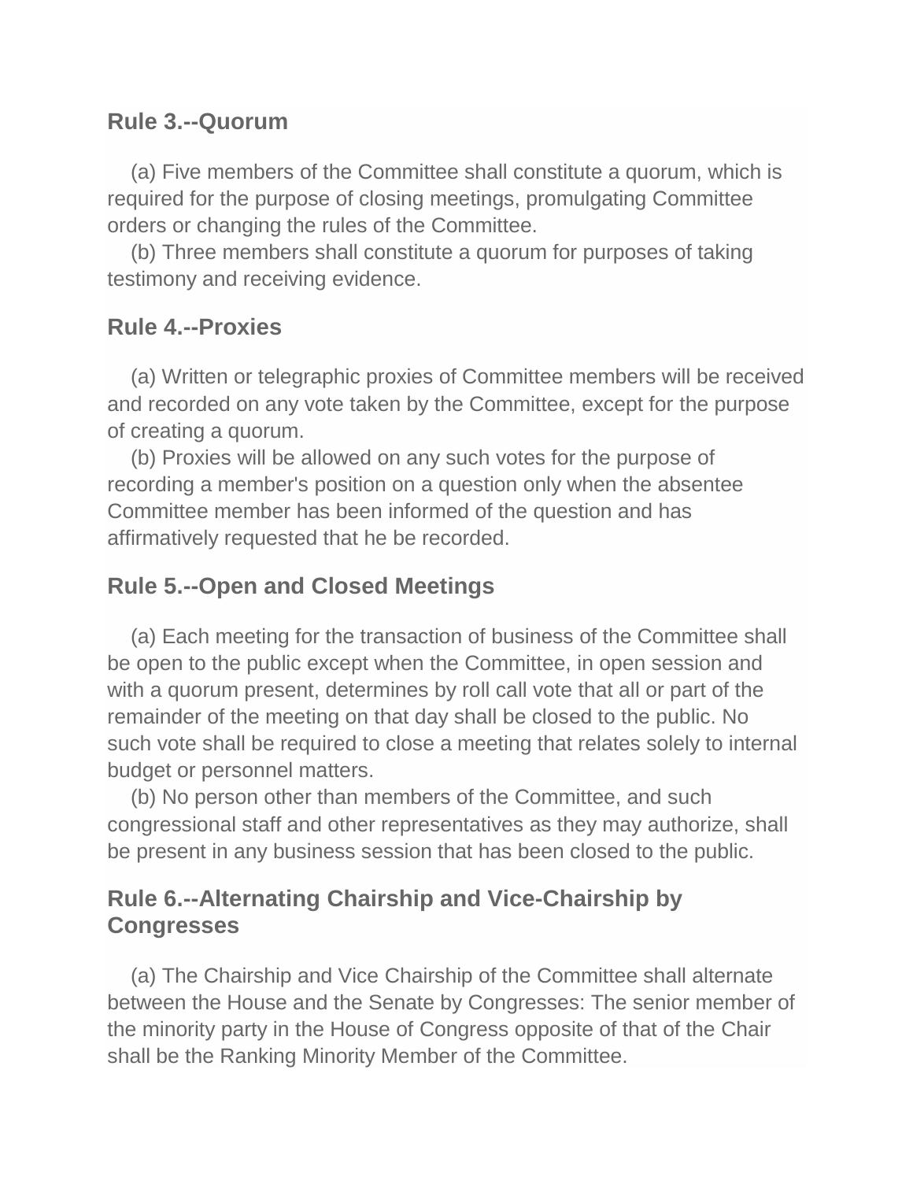## Rule 3.--Quorum

(a) Five members of the Committee shall constitute a quorum, which is required for the purpose of closing meetings, promulgating Committee orders or changing the rules of the Committee.

(b) Three members shall constitute a quorum for purposes of taking testimony and receiving evidence.

## Rule 4.--Proxies

(a) Written or telegraphic proxies of Committee members will be received and recorded on any vote taken by the Committee, except for the purpose of creating a quorum.

(b) Proxies will be allowed on any such votes for the purpose of recording a member's position on a question only when the absentee Committee member has been informed of the question and has affirmatively requested that he be recorded.

## Rule 5.--Open and Closed Meetings

(a) Each meeting for the transaction of business of the Committee shall be open to the public except when the Committee, in open session and with a quorum present, determines by roll call vote that all or part of the remainder of the meeting on that day shall be closed to the public. No such vote shall be required to close a meeting that relates solely to internal budget or personnel matters.

(b) No person other than members of the Committee, and such congressional staff and other representatives as they may authorize, shall be present in any business session that has been closed to the public.

## Rule 6.--Alternating Chairship and Vice-Chairship by Congresses

(a) The Chairship and Vice Chairship of the Committee shall alternate between the House and the Senate by Congresses: The senior member of the minority party in the House of Congress opposite of that of the Chair shall be the Ranking Minority Member of the Committee.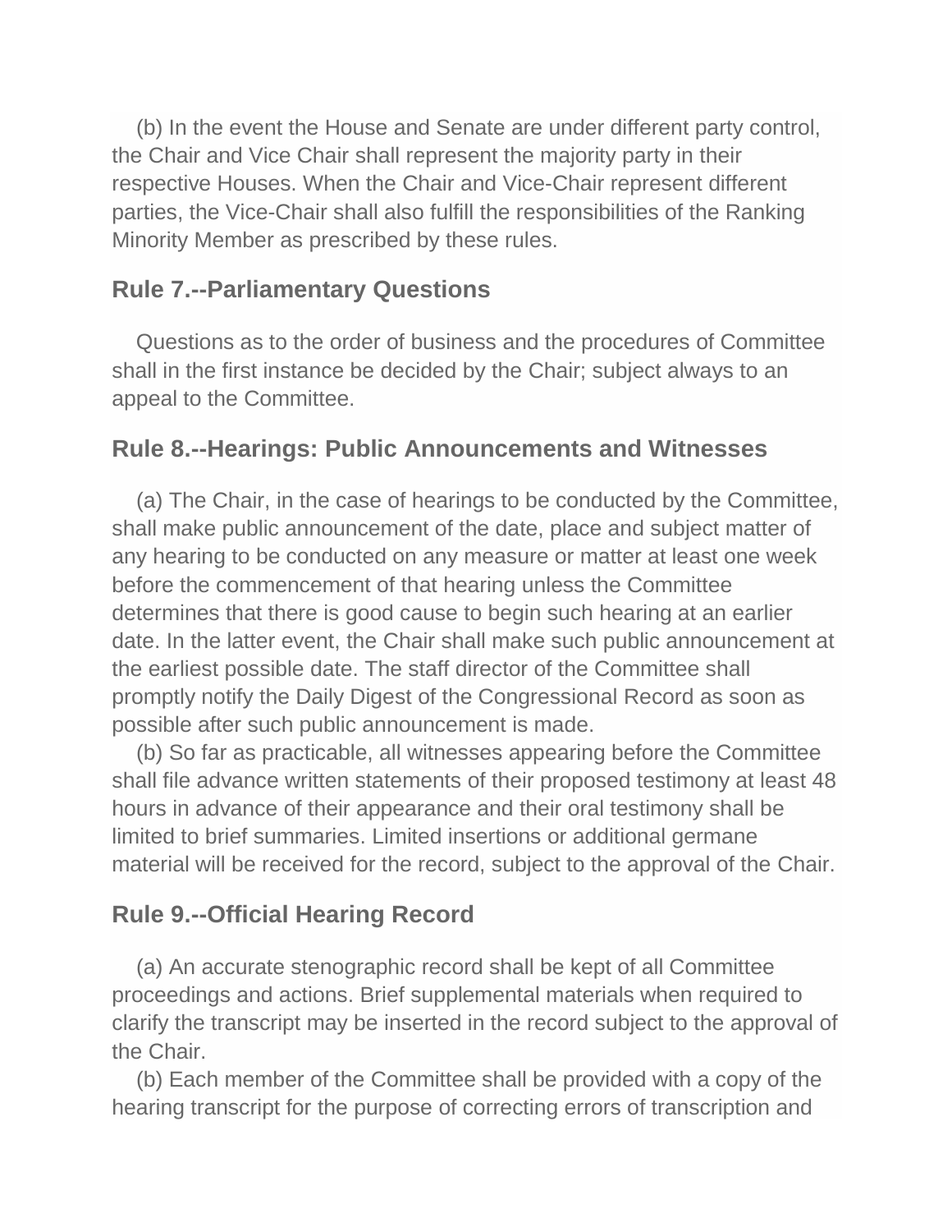(b) In the event the House and Senate are under different party control, the Chair and Vice Chair shall represent the majority party in their respective Houses. When the Chair and Vice-Chair represent different parties, the Vice-Chair shall also fulfill the responsibilities of the Ranking Minority Member as prescribed by these rules.

## Rule 7.--Parliamentary Questions

Questions as to the order of business and the procedures of Committee shall in the first instance be decided by the Chair; subject always to an appeal to the Committee.

## Rule 8.--Hearings: Public Announcements and Witnesses

(a) The Chair, in the case of hearings to be conducted by the Committee, shall make public announcement of the date, place and subject matter of any hearing to be conducted on any measure or matter at least one week before the commencement of that hearing unless the Committee determines that there is good cause to begin such hearing at an earlier date. In the latter event, the Chair shall make such public announcement at the earliest possible date. The staff director of the Committee shall promptly notify the Daily Digest of the Congressional Record as soon as possible after such public announcement is made.

(b) So far as practicable, all witnesses appearing before the Committee shall file advance written statements of their proposed testimony at least 48 hours in advance of their appearance and their oral testimony shall be limited to brief summaries. Limited insertions or additional germane material will be received for the record, subject to the approval of the Chair.

## Rule 9.--Official Hearing Record

(a) An accurate stenographic record shall be kept of all Committee proceedings and actions. Brief supplemental materials when required to clarify the transcript may be inserted in the record subject to the approval of the Chair.

(b) Each member of the Committee shall be provided with a copy of the hearing transcript for the purpose of correcting errors of transcription and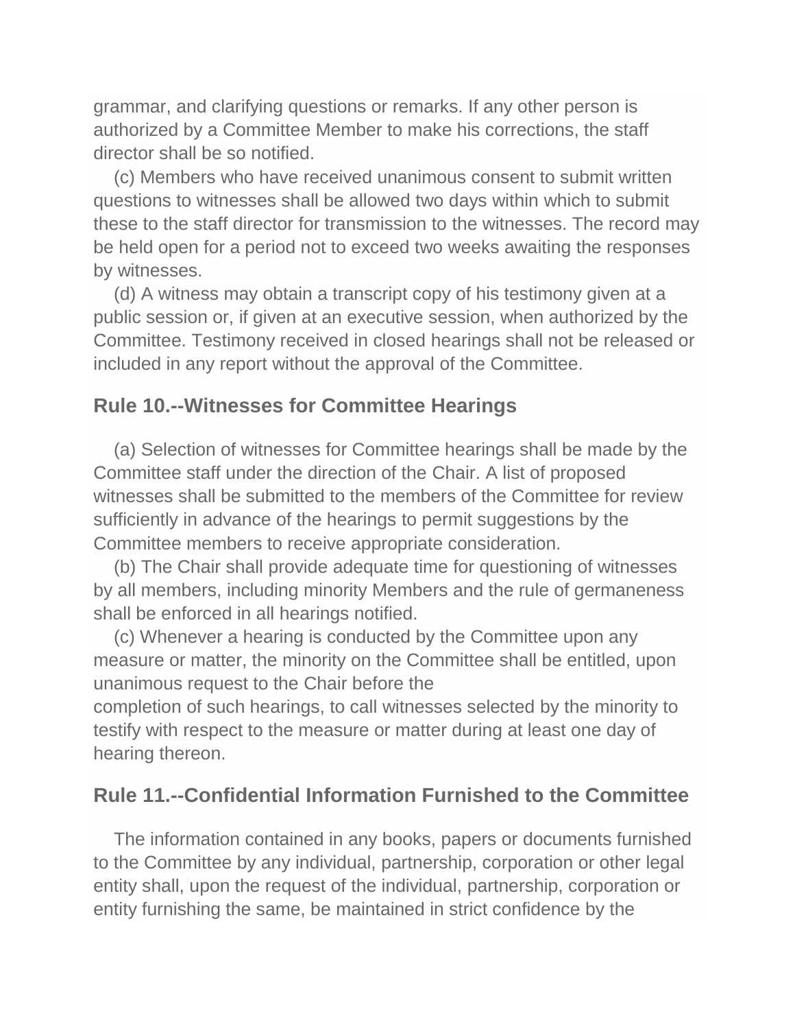grammar, and clarifying questions or remarks. If any other person is authorized by a Committee Member to make his corrections, the staff director shall be so notified.

(c) Members who have received unanimous consent to submit written questions to witnesses shall be allowed two days within which to submit these to the staff director for transmission to the witnesses. The record may be held open for a period not to exceed two weeks awaiting the responses by witnesses.

(d) A witness may obtain a transcript copy of his testimony given at a public session or, if given at an executive session, when authorized by the Committee. Testimony received in closed hearings shall not be released or included in any report without the approval of the Committee.

## Rule 10.--Witnesses for Committee Hearings

(a) Selection of witnesses for Committee hearings shall be made by the Committee staff under the direction of the Chair. A list of proposed witnesses shall be submitted to the members of the Committee for review sufficiently in advance of the hearings to permit suggestions by the Committee members to receive appropriate consideration.

(b) The Chair shall provide adequate time for questioning of witnesses by all members, including minority Members and the rule of germaneness shall be enforced in all hearings notified.

(c) Whenever a hearing is conducted by the Committee upon any measure or matter, the minority on the Committee shall be entitled, upon unanimous request to the Chair before the completion of such hearings, to call witnesses selected by the minority to testify with respect to the measure or matter during at least one day of hearing thereon.

## Rule 11.--Confidential Information Furnished to the Committee

The information contained in any books, papers or documents furnished to the Committee by any individual, partnership, corporation or other legal entity shall, upon the request of the individual, partnership, corporation or entity furnishing the same, be maintained in strict confidence by the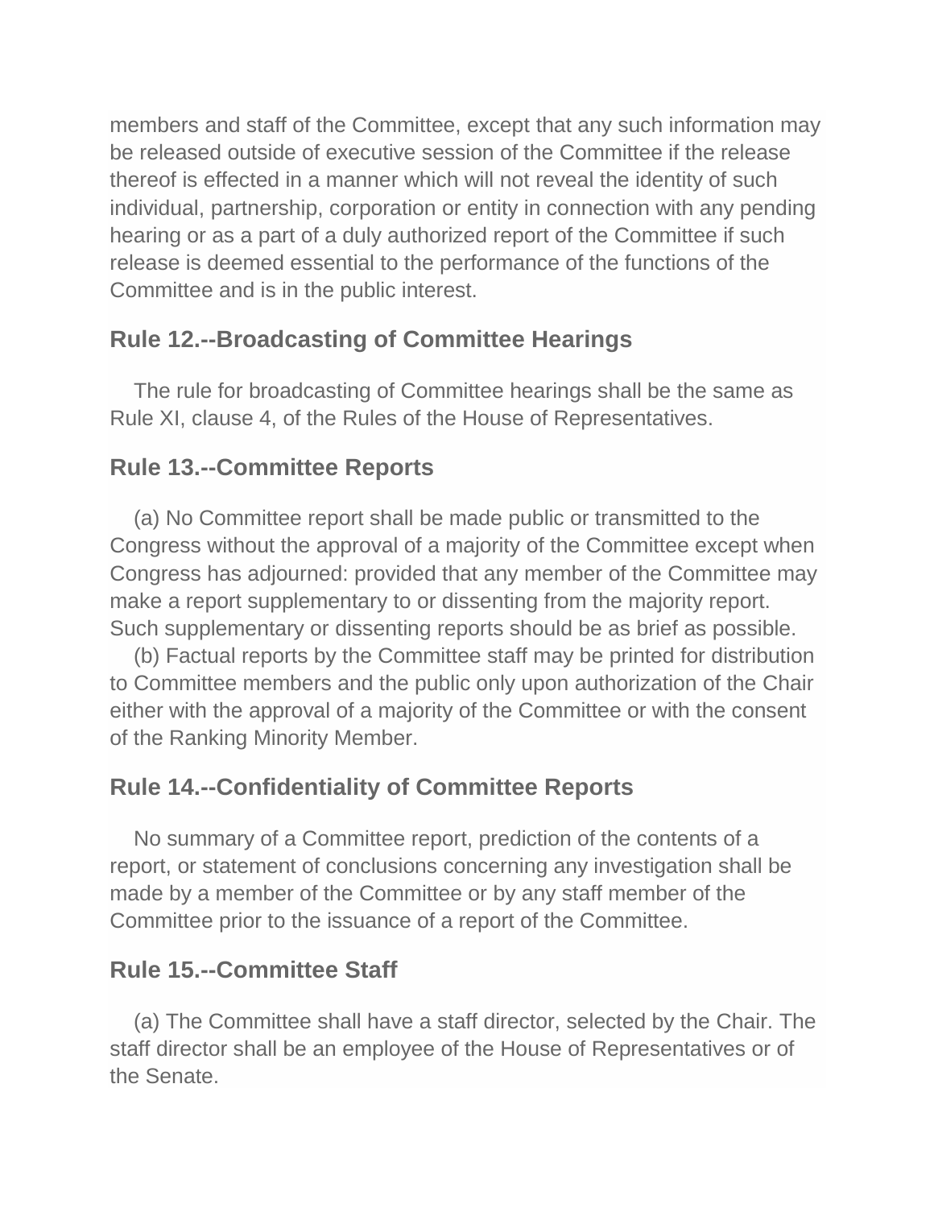members and staff of the Committee, except that any such information may be released outside of executive session of the Committee if the release thereof is effected in a manner which will not reveal the identity of such individual, partnership, corporation or entity in connection with any pending hearing or as a part of a duly authorized report of the Committee if such release is deemed essential to the performance of the functions of the Committee and is in the public interest.

## Rule 12.--Broadcasting of Committee Hearings

The rule for broadcasting of Committee hearings shall be the same as Rule XI, clause 4, of the Rules of the House of Representatives.

## Rule 13.--Committee Reports

(a) No Committee report shall be made public or transmitted to the Congress without the approval of a majority of the Committee except when Congress has adjourned: provided that any member of the Committee may make a report supplementary to or dissenting from the majority report. Such supplementary or dissenting reports should be as brief as possible.

(b) Factual reports by the Committee staff may be printed for distribution to Committee members and the public only upon authorization of the Chair either with the approval of a majority of the Committee or with the consent of the Ranking Minority Member.

## Rule 14.--Confidentiality of Committee Reports

No summary of a Committee report, prediction of the contents of a report, or statement of conclusions concerning any investigation shall be made by a member of the Committee or by any staff member of the Committee prior to the issuance of a report of the Committee.

## Rule 15.--Committee Staff

(a) The Committee shall have a staff director, selected by the Chair. The staff director shall be an employee of the House of Representatives or of the Senate.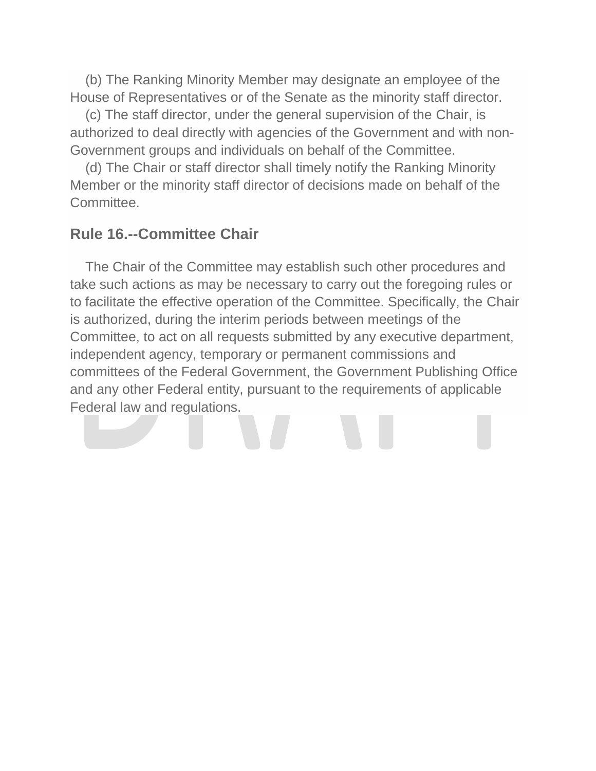(b) The Ranking Minority Member may designate an employee of the House of Representatives or of the Senate as the minority staff director.

(c) The staff director, under the general supervision of the Chair, is authorized to deal directly with agencies of the Government and with non-Government groups and individuals on behalf of the Committee.

(d) The Chair or staff director shall timely notify the Ranking Minority Member or the minority staff director of decisions made on behalf of the Committee.

## Rule 16.--Committee Chair

The Chair of the Committee may establish such other procedures and take such actions as may be necessary to carry out the foregoing rules or to facilitate the effective operation of the Committee. Specifically, the Chair is authorized, during the interim periods between meetings of the Committee, to act on all requests submitted by any executive department, independent agency, temporary or permanent commissions and committees of the Federal Government, the Government Publishing Office and any other Federal entity, pursuant to the requirements of applicable Federal law and regulations.